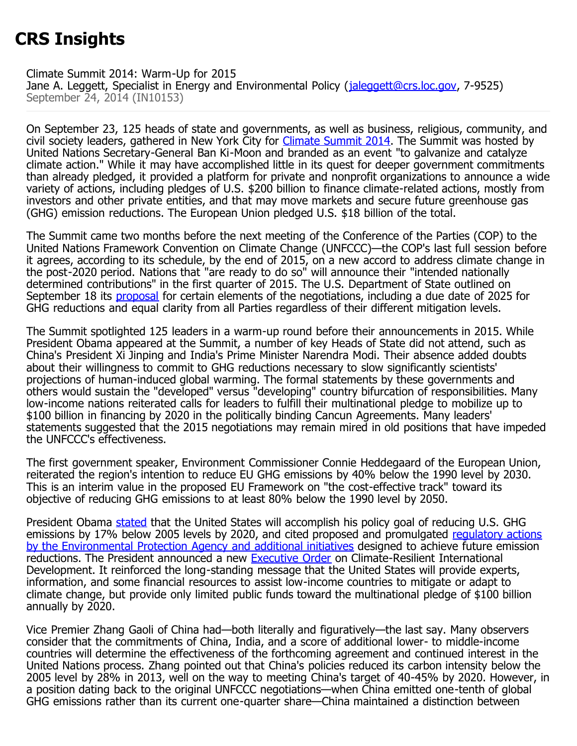# CRS Insights

Climate Summit 2014: Warm-Up for 2015
Jane A. Leggett, Specialist in Energy and Environmental Policy (jaleggett@crs.loc.gov, 7-9525)
September 24, 2014 (IN10153)

On September 23, 125 heads of state and governments, as well as business, religious, community, and civil society leaders, gathered in New York City for Climate Summit 2014. The Summit was hosted by United Nations Secretary-General Ban Ki-Moon and branded as an event "to galvanize and catalyze climate action." While it may have accomplished little in its quest for deeper government commitments than already pledged, it provided a platform for private and nonprofit organizations to announce a wide variety of actions, including pledges of U.S. $200 billion to finance climate-related actions, mostly from investors and other private entities, and that may move markets and secure future greenhouse gas (GHG) emission reductions. The European Union pledged U.S. $18 billion of the total.

The Summit came two months before the next meeting of the Conference of the Parties (COP) to the United Nations Framework Convention on Climate Change (UNFCCC)—the COP's last full session before it agrees, according to its schedule, by the end of 2015, on a new accord to address climate change in the post-2020 period. Nations that "are ready to do so" will announce their "intended nationally determined contributions" in the first quarter of 2015. The U.S. Department of State outlined on September 18 its proposal for certain elements of the negotiations, including a due date of 2025 for GHG reductions and equal clarity from all Parties regardless of their different mitigation levels.

The Summit spotlighted 125 leaders in a warm-up round before their announcements in 2015. While President Obama appeared at the Summit, a number of key Heads of State did not attend, such as China's President Xi Jinping and India's Prime Minister Narendra Modi. Their absence added doubts about their willingness to commit to GHG reductions necessary to slow significantly scientists' projections of human-induced global warming. The formal statements by these governments and others would sustain the "developed" versus "developing" country bifurcation of responsibilities. Many low-income nations reiterated calls for leaders to fulfill their multinational pledge to mobilize up to $100 billion in financing by 2020 in the politically binding Cancun Agreements. Many leaders' statements suggested that the 2015 negotiations may remain mired in old positions that have impeded the UNFCCC's effectiveness.

The first government speaker, Environment Commissioner Connie Heddegaard of the European Union, reiterated the region's intention to reduce EU GHG emissions by 40% below the 1990 level by 2030. This is an interim value in the proposed EU Framework on "the cost-effective track" toward its objective of reducing GHG emissions to at least 80% below the 1990 level by 2050.

President Obama stated that the United States will accomplish his policy goal of reducing U.S. GHG emissions by 17% below 2005 levels by 2020, and cited proposed and promulgated regulatory actions by the Environmental Protection Agency and additional initiatives designed to achieve future emission reductions. The President announced a new Executive Order on Climate-Resilient International Development. It reinforced the long-standing message that the United States will provide experts, information, and some financial resources to assist low-income countries to mitigate or adapt to climate change, but provide only limited public funds toward the multinational pledge of $100 billion annually by 2020.

Vice Premier Zhang Gaoli of China had—both literally and figuratively—the last say. Many observers consider that the commitments of China, India, and a score of additional lower- to middle-income countries will determine the effectiveness of the forthcoming agreement and continued interest in the United Nations process. Zhang pointed out that China's policies reduced its carbon intensity below the 2005 level by 28% in 2013, well on the way to meeting China's target of 40-45% by 2020. However, in a position dating back to the original UNFCCC negotiations—when China emitted one-tenth of global GHG emissions rather than its current one-quarter share—China maintained a distinction between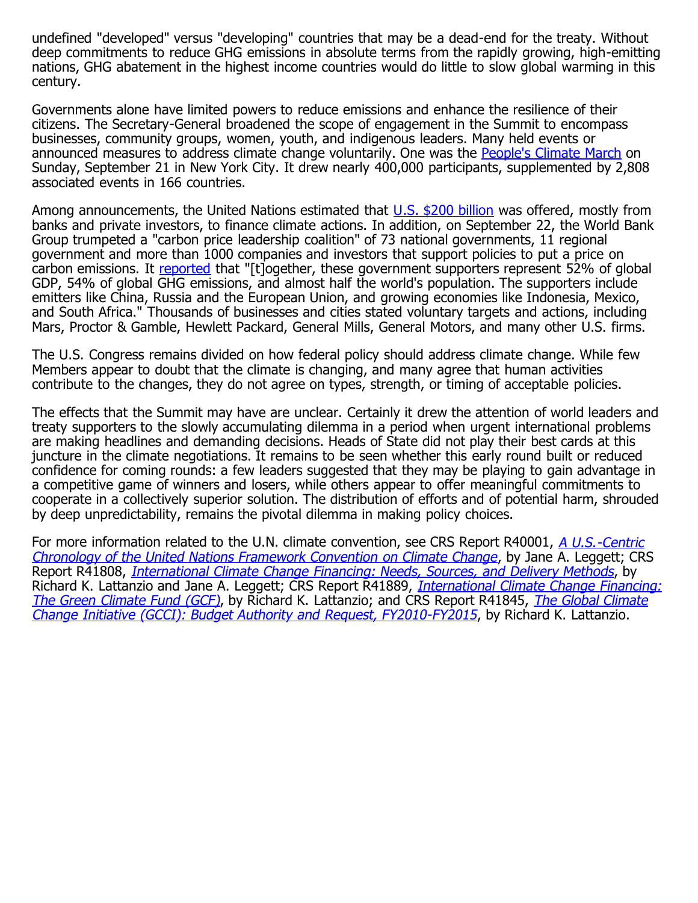undefined "developed" versus "developing" countries that may be a dead-end for the treaty. Without deep commitments to reduce GHG emissions in absolute terms from the rapidly growing, high-emitting nations, GHG abatement in the highest income countries would do little to slow global warming in this century.

Governments alone have limited powers to reduce emissions and enhance the resilience of their citizens. The Secretary-General broadened the scope of engagement in the Summit to encompass businesses, community groups, women, youth, and indigenous leaders. Many held events or announced measures to address climate change voluntarily. One was the People's Climate March on Sunday, September 21 in New York City. It drew nearly 400,000 participants, supplemented by 2,808 associated events in 166 countries.

Among announcements, the United Nations estimated that U.S. $200 billion was offered, mostly from banks and private investors, to finance climate actions. In addition, on September 22, the World Bank Group trumpeted a "carbon price leadership coalition" of 73 national governments, 11 regional government and more than 1000 companies and investors that support policies to put a price on carbon emissions. It reported that "[t]ogether, these government supporters represent 52% of global GDP, 54% of global GHG emissions, and almost half the world's population. The supporters include emitters like China, Russia and the European Union, and growing economies like Indonesia, Mexico, and South Africa." Thousands of businesses and cities stated voluntary targets and actions, including Mars, Proctor & Gamble, Hewlett Packard, General Mills, General Motors, and many other U.S. firms.

The U.S. Congress remains divided on how federal policy should address climate change. While few Members appear to doubt that the climate is changing, and many agree that human activities contribute to the changes, they do not agree on types, strength, or timing of acceptable policies.

The effects that the Summit may have are unclear. Certainly it drew the attention of world leaders and treaty supporters to the slowly accumulating dilemma in a period when urgent international problems are making headlines and demanding decisions. Heads of State did not play their best cards at this juncture in the climate negotiations. It remains to be seen whether this early round built or reduced confidence for coming rounds: a few leaders suggested that they may be playing to gain advantage in a competitive game of winners and losers, while others appear to offer meaningful commitments to cooperate in a collectively superior solution. The distribution of efforts and of potential harm, shrouded by deep unpredictability, remains the pivotal dilemma in making policy choices.

For more information related to the U.N. climate convention, see CRS Report R40001, *A U.S.-Centric Chronology of the United Nations Framework Convention on Climate Change*, by Jane A. Leggett; CRS Report R41808, *International Climate Change Financing: Needs, Sources, and Delivery Methods*, by Richard K. Lattanzio and Jane A. Leggett; CRS Report R41889, *International Climate Change Financing: The Green Climate Fund (GCF)*, by Richard K. Lattanzio; and CRS Report R41845, *The Global Climate Change Initiative (GCCI): Budget Authority and Request, FY2010-FY2015*, by Richard K. Lattanzio.